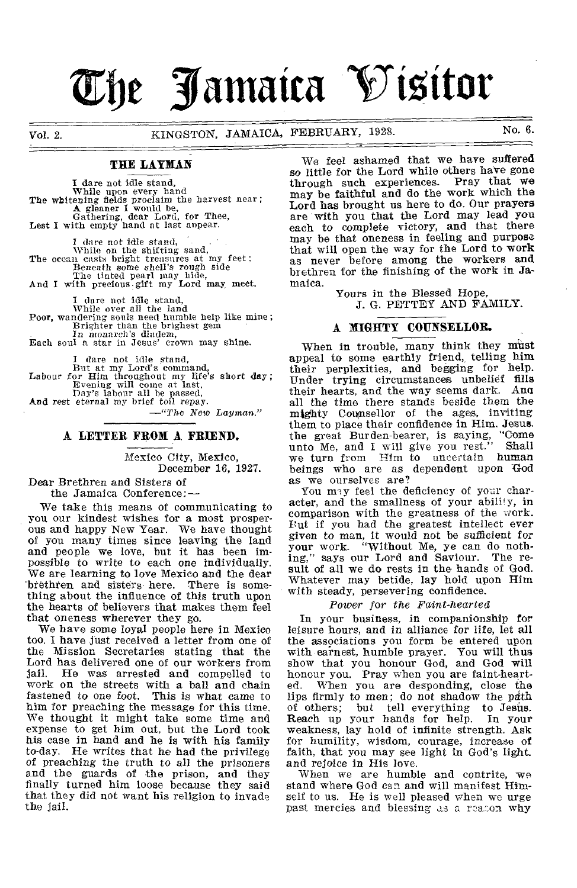# The Jamaica Visitor

Vol. 2. KINGSTON, JAMAICA, FEBRUARY, 1928. No. 6.

## THE LAYMAN

I dare not idle stand,
While upon every hand
The whitening fields proclaim the harvest near;
A gleaner I would be,
Gathering, dear Lord, for Thee,
Lest I with empty hand at last appear.

I dare not idle stand,
While on the shifting sand,
The ocean casts bright treasures at my feet;
Beneath some shell's rough side
The tinted pearl may hide,
And I with precious gift my Lord may meet.

I dare not idle stand,
While over all the land
Poor, wandering souls need humble help like mine;
Brighter than the brighest gem
In monarch's diadem,
Each soul a star in Jesus' crown may shine.

I dare not idle stand,
But at my Lord's command,
Labour for Him throughout my life's short day;
Evening will come at last,
Day's labour all be passed,
And rest eternal my brief toil repay.

—*"The New Layman."*

## A LETTER FROM A FRIEND.

Mexico City, Mexico,
December 16, 1927.

Dear Brethren and Sisters of
the Jamaica Conference:—

We take this means of communicating to you our kindest wishes for a most prosperous and happy New Year. We have thought of you many times since leaving the land and people we love, but it has been impossible to write to each one individually. We are learning to love Mexico and the dear brethren and sisters here. There is something about the influence of this truth upon the hearts of believers that makes them feel that oneness wherever they go.

We have some loyal people here in Mexico too. I have just received a letter from one of the Mission Secretaries stating that the Lord has delivered one of our workers from jail. He was arrested and compelled to work on the streets with a ball and chain fastened to one foot. This is what came to him for preaching the message for this time. We thought it might take some time and expense to get him out, but the Lord took his case in hand and he is with his family to-day. He writes that he had the privilege of preaching the truth to all the prisoners and the guards of the prison, and they finally turned him loose because they said that they did not want his religion to invade the jail.

We feel ashamed that we have suffered so little for the Lord while others have gone through such experiences. Pray that we may be faithful and do the work which the Lord has brought us here to do. Our prayers are with you that the Lord may lead you each to complete victory, and that there may be that oneness in feeling and purpose that will open the way for the Lord to work as never before among the workers and brethren for the finishing of the work in Jamaica.

Yours in the Blessed Hope,
J. G. PETTEY AND FAMILY.

## A MIGHTY COUNSELLOR.

When in trouble, many think they must appeal to some earthly friend, telling him their perplexities, and begging for help. Under trying circumstances unbelief fills their hearts, and the way seems dark. And all the time there stands beside them the mighty Counsellor of the ages, inviting them to place their confidence in Him. Jesus, the great Burden-bearer, is saying, "Come unto Me, and I will give you rest." Shall we turn from Him to uncertain human beings who are as dependent upon God as we ourselves are?

You may feel the deficiency of your character, and the smallness of your ability, in comparison with the greatness of the work. But if you had the greatest intellect ever given to man, it would not be sufficient for your work. "Without Me, ye can do nothing," says our Lord and Saviour. The result of all we do rests in the hands of God. Whatever may betide, lay hold upon Him with steady, persevering confidence.

### *Power for the Faint-hearted*

In your business, in companionship for leisure hours, and in alliance for life, let all the associations you form be entered upon with earnest, humble prayer. You will thus show that you honour God, and God will honour you. Pray when you are faint-hearted. When you are desponding, close the lips firmly to men; do not shadow the path of others; but tell everything to Jesus. Reach up your hands for help. In your weakness, lay hold of infinite strength. Ask for humility, wisdom, courage, increase of faith, that you may see light in God's light and rejoice in His love.

When we are humble and contrite, we stand where God can and will manifest Himself to us. He is well pleased when we urge past mercies and blessing as a reason why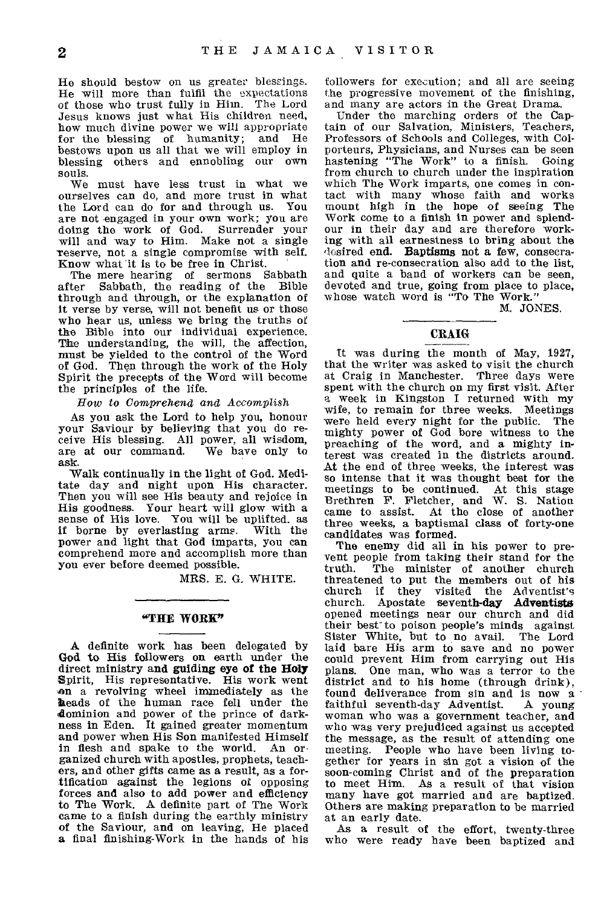He should bestow on us greater blessings. He will more than fulfil the expectations of those who trust fully in Him. The Lord Jesus knows just what His children need, how much divine power we will appropriate for the blessing of humanity; and He bestows upon us all that we will employ in blessing others and ennobling our own souls.

We must have less trust in what we ourselves can do, and more trust in what the Lord can do for and through us. You are not engaged in your own work; you are doing the work of God. Surrender your will and way to Him. Make not a single reserve, not a single compromise with self. Know what it is to be free in Christ.

The mere hearing of sermons Sabbath after Sabbath, the reading of the Bible through and through, or the explanation of it verse by verse, will not benefit us or those who hear us, unless we bring the truths of the Bible into our individual experience. The understanding, the will, the affection, must be yielded to the control of the Word of God. Then through the work of the Holy Spirit the precepts of the Word will become the principles of the life.

*How to Comprehend and Accomplish*

As you ask the Lord to help you, honour your Saviour by believing that you do receive His blessing. All power, all wisdom, are at our command. We have only to ask.

Walk continually in the light of God. Meditate day and night upon His character. Then you will see His beauty and rejoice in His goodness. Your heart will glow with a sense of His love. You will be uplifted, as if borne by everlasting arms. With the power and light that God imparts, you can comprehend more and accomplish more than you ever before deemed possible.

MRS. E. G. WHITE.

## "THE WORK"

A definite work has been delegated by God to His followers on earth under the direct ministry and guiding eye of the Holy Spirit, His representative. His work went on a revolving wheel immediately as the heads of the human race fell under the dominion and power of the prince of darkness in Eden. It gained greater momentum and power when His Son manifested Himself in flesh and spake to the world. An organized church with apostles, prophets, teachers, and other gifts came as a result, as a fortification against the legions of opposing forces and also to add power and efficiency to The Work. A definite part of The Work came to a finish during the earthly ministry of the Saviour, and on leaving, He placed a final finishing-Work in the hands of his followers for execution; and all are seeing the progressive movement of the finishing, and many are actors in the Great Drama.

Under the marching orders of the Captain of our Salvation, Ministers, Teachers, Professors of Schools and Colleges, with Colporteurs, Physicians, and Nurses can be seen hastening "The Work" to a finish. Going from church to church under the inspiration which The Work imparts, one comes in contact with many whose faith and works mount high in the hope of seeing The Work come to a finish in power and splendour in their day and are therefore working with all earnestness to bring about the desired end. Baptisms not a few, consecration and re-consecration also add to the list, and quite a band of workers can be seen, devoted and true, going from place to place, whose watch word is "To The Work."

M. JONES.

## CRAIG

It was during the month of May, 1927, that the writer was asked to visit the church at Craig in Manchester. Three days were spent with the church on my first visit. After a week in Kingston I returned with my wife, to remain for three weeks. Meetings were held every night for the public. The mighty power of God bore witness to the preaching of the word, and a mighty interest was created in the districts around. At the end of three weeks, the interest was so intense that it was thought best for the meetings to be continued. At this stage Brethren F. Fletcher, and W. S. Nation came to assist. At the close of another three weeks, a baptismal class of forty-one candidates was formed.

The enemy did all in his power to prevent people from taking their stand for the truth. The minister of another church threatened to put the members out of his church if they visited the Adventist's church. Apostate seventh-day Adventists opened meetings near our church and did their best to poison people's minds against Sister White, but to no avail. The Lord laid bare His arm to save and no power could prevent Him from carrying out His plans. One man, who was a terror to the district and to his home (through drink), found deliverance from sin and is now a faithful seventh-day Adventist. A young woman who was a government teacher, and who was very prejudiced against us accepted the message, as the result of attending one meeting. People who have been living together for years in sin got a vision of the soon-coming Christ and of the preparation to meet Him. As a result of that vision many have got married and are baptized. Others are making preparation to be married at an early date.

As a result of the effort, twenty-three who were ready have been baptized and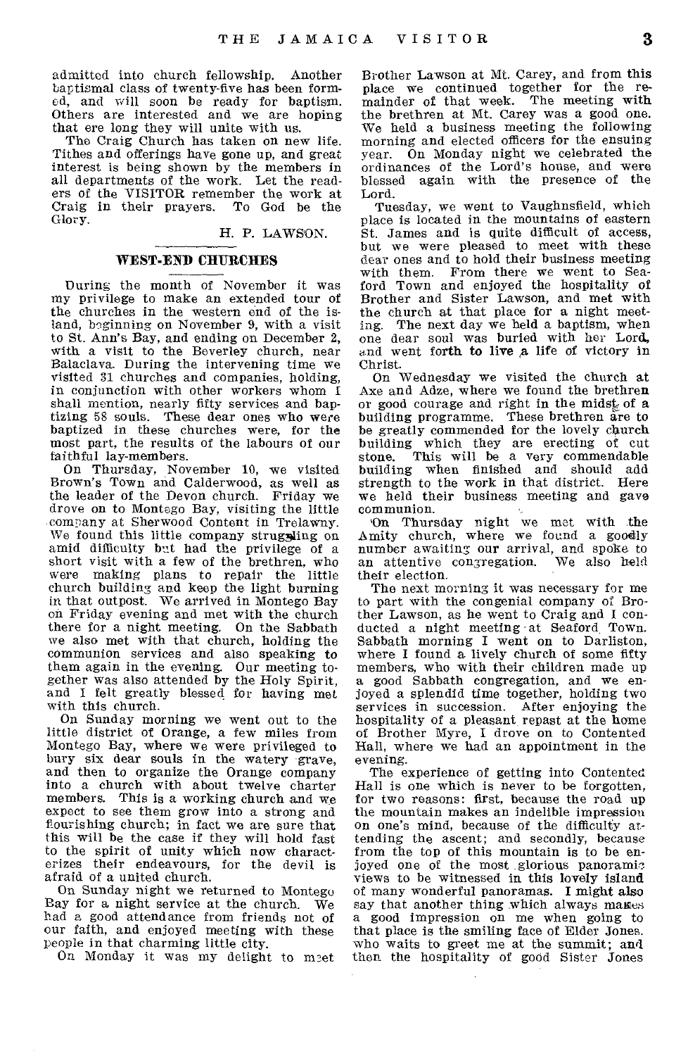admitted into church fellowship. Another baptismal class of twenty-five has been formed, and will soon be ready for baptism. Others are interested and we are hoping that ere long they will unite with us.

The Craig Church has taken on new life. Tithes and offerings have gone up, and great interest is being shown by the members in all departments of the work. Let the readers of the VISITOR remember the work at Craig in their prayers. To God be the Glory.

H. P. LAWSON.

## WEST-END CHURCHES

During the month of November it was my privilege to make an extended tour of the churches in the western end of the island, beginning on November 9, with a visit to St. Ann's Bay, and ending on December 2, with a visit to the Beverley church, near Balaclava. During the intervening time we visited 31 churches and companies, holding, in conjunction with other workers whom I shall mention, nearly fifty services and baptizing 58 souls. These dear ones who were baptized in these churches were, for the most part, the results of the labours of our faithful lay-members.

On Thursday, November 10, we visited Brown's Town and Calderwood, as well as the leader of the Devon church. Friday we drove on to Montego Bay, visiting the little company at Sherwood Content in Trelawny. We found this little company struggling on amid difficulty but had the privilege of a short visit with a few of the brethren, who were making plans to repair the little church building and keep the light burning in that outpost. We arrived in Montego Bay on Friday evening and met with the church there for a night meeting. On the Sabbath we also met with that church, holding the communion services and also speaking to them again in the evening. Our meeting together was also attended by the Holy Spirit, and I felt greatly blessed for having met with this church.

On Sunday morning we went out to the little district of Orange, a few miles from Montego Bay, where we were privileged to bury six dear souls in the watery grave, and then to organize the Orange company into a church with about twelve charter members. This is a working church and we expect to see them grow into a strong and flourishing church; in fact we are sure that this will be the case if they will hold fast to the spirit of unity which now characterizes their endeavours, for the devil is afraid of a united church.

On Sunday night we returned to Montego Bay for a night service at the church. We had a good attendance from friends not of our faith, and enjoyed meeting with these people in that charming little city.

On Monday it was my delight to meet Brother Lawson at Mt. Carey, and from this place we continued together for the remainder of that week. The meeting with the brethren at Mt. Carey was a good one. We held a business meeting the following morning and elected officers for the ensuing year. On Monday night we celebrated the ordinances of the Lord's house, and were blessed again with the presence of the Lord.

Tuesday, we went to Vaughnsfield, which place is located in the mountains of eastern St. James and is quite difficult of access, but we were pleased to meet with these dear ones and to hold their business meeting with them. From there we went to Seaford Town and enjoyed the hospitality of Brother and Sister Lawson, and met with the church at that place for a night meeting. The next day we held a baptism, when one dear soul was buried with her Lord, and went forth to live a life of victory in Christ.

On Wednesday we visited the church at Axe and Adze, where we found the brethren of good courage and right in the midst of a building programme. These brethren are to be greatly commended for the lovely church building which they are erecting of cut stone. This will be a very commendable building when finished and should add strength to the work in that district. Here we held their business meeting and gave communion.

On Thursday night we met with the Amity church, where we found a goodly number awaiting our arrival, and spoke to an attentive congregation. We also held their election.

The next morning it was necessary for me to part with the congenial company of Brother Lawson, as he went to Craig and I conducted a night meeting at Seaford Town. Sabbath morning I went on to Darliston, where I found a lively church of some fifty members, who with their children made up a good Sabbath congregation, and we enjoyed a splendid time together, holding two services in succession. After enjoying the hospitality of a pleasant repast at the home of Brother Myre, I drove on to Contented Hall, where we had an appointment in the evening.

The experience of getting into Contented Hall is one which is never to be forgotten, for two reasons: first, because the road up the mountain makes an indelible impression on one's mind, because of the difficulty attending the ascent; and secondly, because from the top of this mountain is to be enjoyed one of the most glorious panoramic views to be witnessed in this lovely island of many wonderful panoramas. I might also say that another thing which always makes a good impression on me when going to that place is the smiling face of Elder Jones, who waits to greet me at the summit; and then the hospitality of good Sister Jones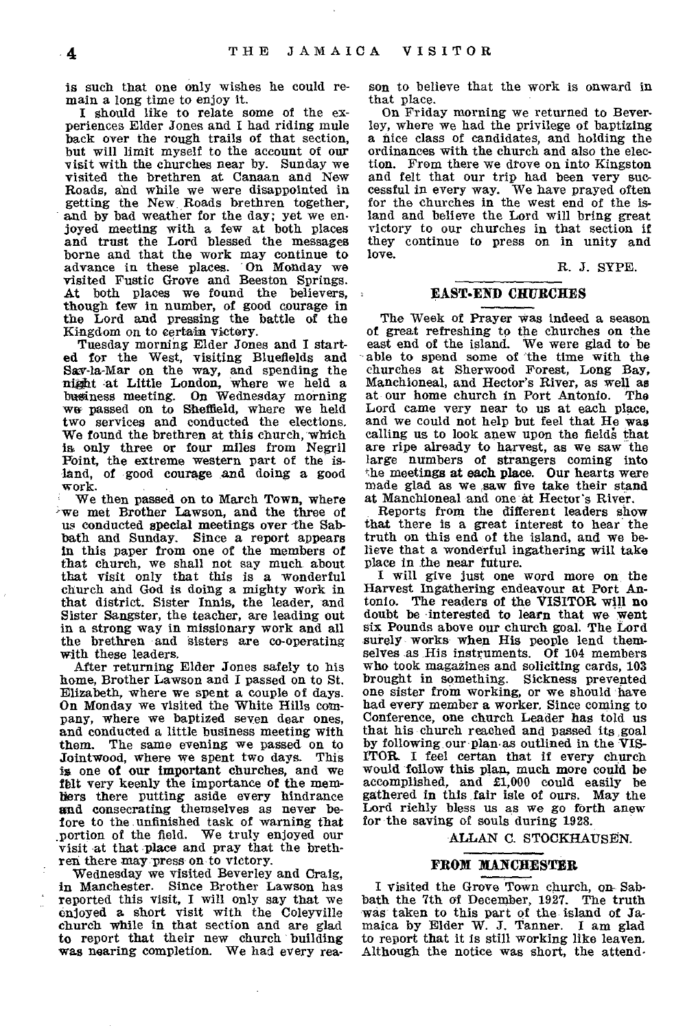is such that one only wishes he could remain a long time to enjoy it.

I should like to relate some of the experiences Elder Jones and I had riding mule back over the rough trails of that section, but will limit myself to the account of our visit with the churches near by. Sunday we visited the brethren at Canaan and New Roads, and while we were disappointed in getting the New Roads brethren together, and by bad weather for the day; yet we enjoyed meeting with a few at both places and trust the Lord blessed the messages borne and that the work may continue to advance in these places. On Monday we visited Fustic Grove and Beeston Springs. At both places we found the believers, though few in number, of good courage in the Lord and pressing the battle of the Kingdom on to certain victory.

Tuesday morning Elder Jones and I started for the West, visiting Bluefields and Sav-la-Mar on the way, and spending the night at Little London, where we held a business meeting. On Wednesday morning we passed on to Sheffield, where we held two services and conducted the elections. We found the brethren at this church, which is only three or four miles from Negril Point, the extreme western part of the island, of good courage and doing a good work.

We then passed on to March Town, where we met Brother Lawson, and the three of us conducted special meetings over the Sabbath and Sunday. Since a report appears in this paper from one of the members of that church, we shall not say much about that visit only that this is a wonderful church and God is doing a mighty work in that district. Sister Innis, the leader, and Sister Sangster, the teacher, are leading out in a strong way in missionary work and all the brethren and sisters are co-operating with these leaders.

After returning Elder Jones safely to his home, Brother Lawson and I passed on to St. Elizabeth, where we spent a couple of days. On Monday we visited the White Hills company, where we baptized seven dear ones, and conducted a little business meeting with them. The same evening we passed on to Jointwood, where we spent two days. This is one of our important churches, and we felt very keenly the importance of the members there putting aside every hindrance and consecrating themselves as never before to the unfinished task of warning that portion of the field. We truly enjoyed our visit at that place and pray that the brethren there may press on to victory.

Wednesday we visited Beverley and Craig, in Manchester. Since Brother Lawson has reported this visit, I will only say that we enjoyed a short visit with the Coleyville church while in that section and are glad to report that their new church building was nearing completion. We had every reason to believe that the work is onward in that place.

On Friday morning we returned to Beverley, where we had the privilege of baptizing a nice class of candidates, and holding the ordinances with the church and also the election. From there we drove on into Kingston and felt that our trip had been very successful in every way. We have prayed often for the churches in the west end of the island and believe the Lord will bring great victory to our churches in that section if they continue to press on in unity and love.

R. J. SYPE.

## EAST-END CHURCHES

The Week of Prayer was indeed a season of great refreshing to the churches on the east end of the island. We were glad to be able to spend some of the time with the churches at Sherwood Forest, Long Bay, Manchioneal, and Hector's River, as well as at our home church in Port Antonio. The Lord came very near to us at each place, and we could not help but feel that He was calling us to look anew upon the fields that are ripe already to harvest, as we saw the large numbers of strangers coming into the meetings at each place. Our hearts were made glad as we saw five take their stand at Manchioneal and one at Hector's River.

Reports from the different leaders show that there is a great interest to hear the truth on this end of the island, and we believe that a wonderful ingathering will take place in the near future.

I will give just one word more on the Harvest Ingathering endeavour at Port Antonio. The readers of the VISITOR will no doubt be interested to learn that we went six Pounds above our church goal. The Lord surely works when His people lend themselves as His instruments. Of 104 members who took magazines and soliciting cards, 103 brought in something. Sickness prevented one sister from working, or we should have had every member a worker. Since coming to Conference, one church Leader has told us that his church reached and passed its goal by following our plan as outlined in the VISITOR. I feel certan that if every church would follow this plan, much more could be accomplished, and £1,000 could easily be gathered in this fair isle of ours. May the Lord richly bless us as we go forth anew for the saving of souls during 1928.

ALLAN C. STOCKHAUSEN.

## FROM MANCHESTER

I visited the Grove Town church, on Sabbath the 7th of December, 1927. The truth was taken to this part of the island of Jamaica by Elder W. J. Tanner. I am glad to report that it is still working like leaven. Although the notice was short, the attend-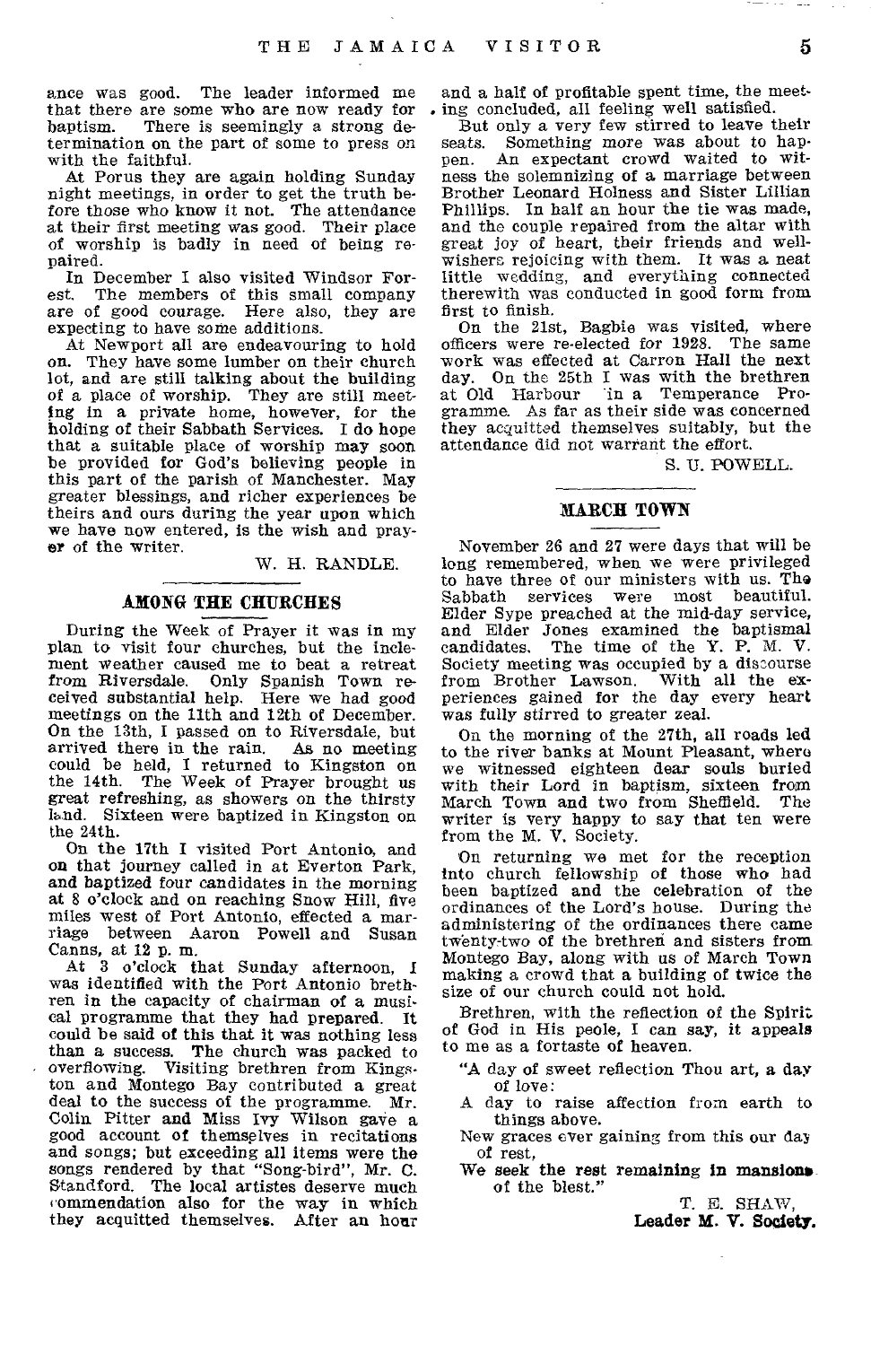ance was good. The leader informed me that there are some who are now ready for baptism. There is seemingly a strong determination on the part of some to press on with the faithful.

At Porus they are again holding Sunday night meetings, in order to get the truth before those who know it not. The attendance at their first meeting was good. Their place of worship is badly in need of being repaired.

In December I also visited Windsor Forest. The members of this small company are of good courage. Here also, they are expecting to have some additions.

At Newport all are endeavouring to hold on. They have some lumber on their church lot, and are still talking about the building of a place of worship. They are still meeting in a private home, however, for the holding of their Sabbath Services. I do hope that a suitable place of worship may soon be provided for God's believing people in this part of the parish of Manchester. May greater blessings, and richer experiences be theirs and ours during the year upon which we have now entered, is the wish and prayer of the writer.

W. H. RANDLE.

## AMONG THE CHURCHES

During the Week of Prayer it was in my plan to visit four churches, but the inclement weather caused me to beat a retreat from Riversdale. Only Spanish Town received substantial help. Here we had good meetings on the 11th and 12th of December. On the 13th, I passed on to Riversdale, but arrived there in the rain. As no meeting could be held, I returned to Kingston on the 14th. The Week of Prayer brought us great refreshing, as showers on the thirsty land. Sixteen were baptized in Kingston on the 24th.

On the 17th I visited Port Antonio, and on that journey called in at Everton Park, and baptized four candidates in the morning at 8 o'clock and on reaching Snow Hill, five miles west of Port Antonio, effected a marriage between Aaron Powell and Susan Canns, at 12 p. m.

At 3 o'clock that Sunday afternoon, I was identified with the Port Antonio brethren in the capacity of chairman of a musical programme that they had prepared. It could be said of this that it was nothing less than a success. The church was packed to overflowing. Visiting brethren from Kingston and Montego Bay contributed a great deal to the success of the programme. Mr. Colin Pitter and Miss Ivy Wilson gave a good account of themselves in recitations and songs; but exceeding all items were the songs rendered by that "Song-bird", Mr. C. Standford. The local artistes deserve much commendation also for the way in which they acquitted themselves. After an hour and a half of profitable spent time, the meeting concluded, all feeling well satisfied.

But only a very few stirred to leave their seats. Something more was about to happen. An expectant crowd waited to witness the solemnizing of a marriage between Brother Leonard Holness and Sister Lillian Phillips. In half an hour the tie was made, and the couple repaired from the altar with great joy of heart, their friends and well-wishers rejoicing with them. It was a neat little wedding, and everything connected therewith was conducted in good form from first to finish.

On the 21st, Bagbie was visited, where officers were re-elected for 1928. The same work was effected at Carron Hall the next day. On the 25th I was with the brethren at Old Harbour in a Temperance Programme. As far as their side was concerned they acquitted themselves suitably, but the attendance did not warrant the effort.

S. U. POWELL.

## MARCH TOWN

November 26 and 27 were days that will be long remembered, when we were privileged to have three of our ministers with us. The Sabbath services were most beautiful. Elder Sype preached at the mid-day service, and Elder Jones examined the baptismal candidates. The time of the Y. P. M. V. Society meeting was occupied by a discourse from Brother Lawson. With all the experiences gained for the day every heart was fully stirred to greater zeal.

On the morning of the 27th, all roads led to the river banks at Mount Pleasant, where we witnessed eighteen dear souls buried with their Lord in baptism, sixteen from March Town and two from Sheffield. The writer is very happy to say that ten were from the M. V. Society.

On returning we met for the reception into church fellowship of those who had been baptized and the celebration of the ordinances of the Lord's house. During the administering of the ordinances there came twenty-two of the brethren and sisters from Montego Bay, along with us of March Town making a crowd that a building of twice the size of our church could not hold.

Brethren, with the reflection of the Spirit of God in His peole, I can say, it appeals to me as a fortaste of heaven.

"A day of sweet reflection Thou art, a day of love:
A day to raise affection from earth to things above.
New graces ever gaining from this our day of rest,
We seek the rest remaining in mansions of the blest."

T. E. SHAW,
**Leader M. V. Society.**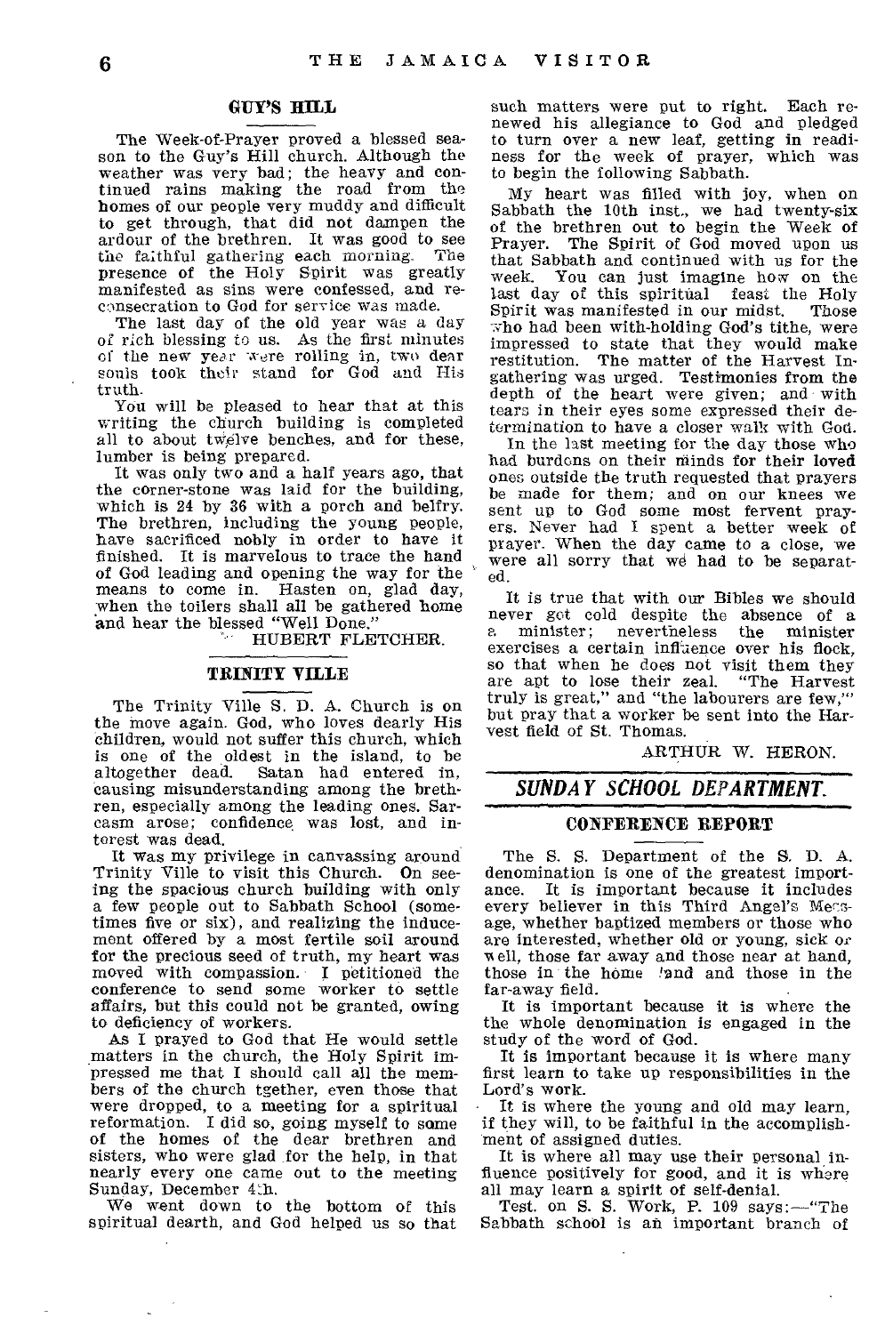## GUY'S HILL

The Week-of-Prayer proved a blessed season to the Guy's Hill church. Although the weather was very bad; the heavy and continued rains making the road from the homes of our people very muddy and difficult to get through, that did not dampen the ardour of the brethren. It was good to see the faithful gathering each morning. The presence of the Holy Spirit was greatly manifested as sins were confessed, and reconsecration to God for service was made.

The last day of the old year was a day of rich blessing to us. As the first minutes of the new year were rolling in, two dear souls took their stand for God and His truth.

You will be pleased to hear that at this writing the church building is completed all to about twelve benches, and for these, lumber is being prepared.

It was only two and a half years ago, that the corner-stone was laid for the building, which is 24 by 36 with a porch and belfry. The brethren, including the young people, have sacrificed nobly in order to have it finished. It is marvelous to trace the hand of God leading and opening the way for the means to come in. Hasten on, glad day, when the toilers shall all be gathered home and hear the blessed "Well Done."

HUBERT FLETCHER.

## TRINITY VILLE

The Trinity Ville S. D. A. Church is on the move again. God, who loves dearly His children, would not suffer this church, which is one of the oldest in the island, to be altogether dead. Satan had entered in, causing misunderstanding among the brethren, especially among the leading ones. Sarcasm arose; confidence was lost, and interest was dead.

It was my privilege in canvassing around Trinity Ville to visit this Church. On seeing the spacious church building with only a few people out to Sabbath School (sometimes five or six), and realizing the inducement offered by a most fertile soil around for the precious seed of truth, my heart was moved with compassion. I petitioned the conference to send some worker to settle affairs, but this could not be granted, owing to deficiency of workers.

As I prayed to God that He would settle matters in the church, the Holy Spirit impressed me that I should call all the members of the church tgether, even those that were dropped, to a meeting for a spiritual reformation. I did so, going myself to some of the homes of the dear brethren and sisters, who were glad for the help, in that nearly every one came out to the meeting Sunday, December 4th.

We went down to the bottom of this spiritual dearth, and God helped us so that such matters were put to right. Each renewed his allegiance to God and pledged to turn over a new leaf, getting in readiness for the week of prayer, which was to begin the following Sabbath.

My heart was filled with joy, when on Sabbath the 10th inst., we had twenty-six of the brethren out to begin the Week of Prayer. The Spirit of God moved upon us that Sabbath and continued with us for the week. You can just imagine how on the last day of this spiritual feast the Holy Spirit was manifested in our midst. Those who had been with-holding God's tithe, were impressed to state that they would make restitution. The matter of the Harvest Ingathering was urged. Testimonies from the depth of the heart were given; and with tears in their eyes some expressed their determination to have a closer walk with God.

In the last meeting for the day those who had burdens on their minds for their loved ones outside the truth requested that prayers be made for them; and on our knees we sent up to God some most fervent prayers. Never had I spent a better week of prayer. When the day came to a close, we were all sorry that we had to be separated.

It is true that with our Bibles we should never get cold despite the absence of a a minister; nevertheless the minister exercises a certain influence over his flock, so that when he does not visit them they are apt to lose their zeal. "The Harvest truly is great," and "the labourers are few," but pray that a worker be sent into the Harvest field of St. Thomas.

ARTHUR W. HERON.

## *SUNDAY SCHOOL DEPARTMENT.*

### CONFERENCE REPORT

The S. S. Department of the S. D. A. denomination is one of the greatest importance. It is important because it includes every believer in this Third Angel's Message, whether baptized members or those who are interested, whether old or young, sick or well, those far away and those near at hand, those in the home land and those in the far-away field.

It is important because it is where the whole denomination is engaged in the study of the word of God.

It is important because it is where many first learn to take up responsibilities in the Lord's work.

It is where the young and old may learn, if they will, to be faithful in the accomplishment of assigned duties.

It is where all may use their personal influence positively for good, and it is where all may learn a spirit of self-denial.

Test. on S. S. Work, P. 109 says:—"The Sabbath school is an important branch of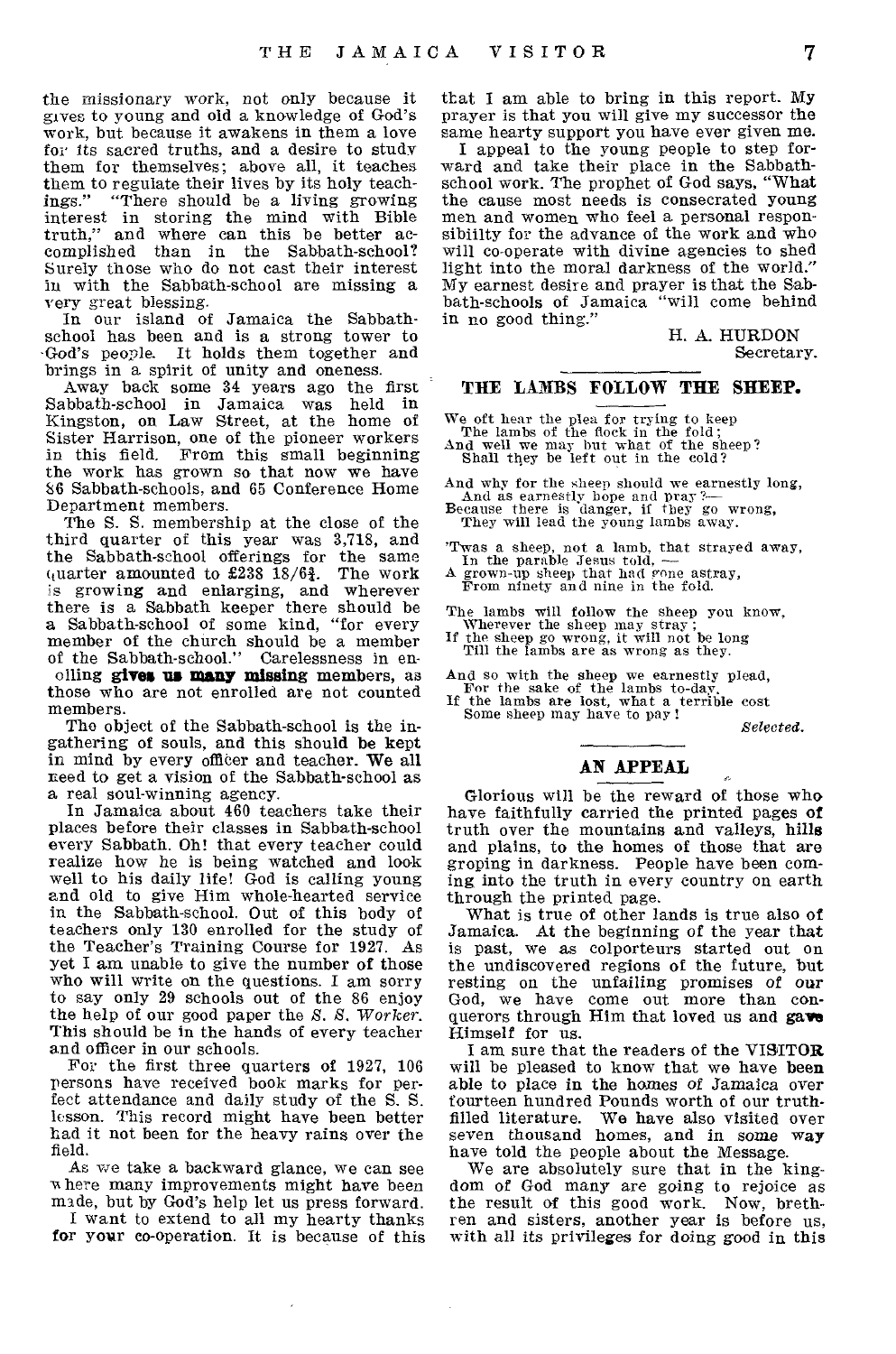the missionary work, not only because it gives to young and old a knowledge of God's work, but because it awakens in them a love for its sacred truths, and a desire to study them for themselves; above all, it teaches them to regulate their lives by its holy teachings." "There should be a living growing interest in storing the mind with Bible truth," and where can this be better accomplished than in the Sabbath-school? Surely those who do not cast their interest in with the Sabbath-school are missing a very great blessing.

In our island of Jamaica the Sabbath-school has been and is a strong tower to God's people. It holds them together and brings in a spirit of unity and oneness.

Away back some 34 years ago the first Sabbath-school in Jamaica was held in Kingston, on Law Street, at the home of Sister Harrison, one of the pioneer workers in this field. From this small beginning the work has grown so that now we have 86 Sabbath-schools, and 65 Conference Home Department members.

The S. S. membership at the close of the third quarter of this year was 3,718, and the Sabbath-school offerings for the same quarter amounted to £238 18/6¾. The work is growing and enlarging, and wherever there is a Sabbath keeper there should be a Sabbath-school of some kind, "for every member of the church should be a member of the Sabbath-school." Carelessness in enrolling **gives us many missing** members, as those who are not enrolled are not counted members.

The object of the Sabbath-school is the ingathering of souls, and this should be kept in mind by every officer and teacher. We all need to get a vision of the Sabbath-school as a real soul-winning agency.

In Jamaica about 460 teachers take their places before their classes in Sabbath-school every Sabbath. Oh! that every teacher could realize how he is being watched and look well to his daily life! God is calling young and old to give Him whole-hearted service in the Sabbath-school. Out of this body of teachers only 130 enrolled for the study of the Teacher's Training Course for 1927. As yet I am unable to give the number of those who will write on the questions. I am sorry to say only 29 schools out of the 86 enjoy the help of our good paper the *S. S. Worker*. This should be in the hands of every teacher and officer in our schools.

For the first three quarters of 1927, 106 persons have received book marks for perfect attendance and daily study of the S. S. lesson. This record might have been better had it not been for the heavy rains over the field.

As we take a backward glance, we can see where many improvements might have been made, but by God's help let us press forward.

I want to extend to all my hearty thanks for your co-operation. It is because of this that I am able to bring in this report. My prayer is that you will give my successor the same hearty support you have ever given me.

I appeal to the young people to step forward and take their place in the Sabbath-school work. The prophet of God says, "What the cause most needs is consecrated young men and women who feel a personal responsibility for the advance of the work and who will co-operate with divine agencies to shed light into the moral darkness of the world." My earnest desire and prayer is that the Sabbath-schools of Jamaica "will come behind in no good thing."

H. A. HURDON
Secretary.

## THE LAMBS FOLLOW THE SHEEP.

We oft hear the plea for trying to keep
The lambs of the flock in the fold;
And well we may but what of the sheep?
Shall they be left out in the cold?

And why for the sheep should we earnestly long,
And as earnestly hope and pray?—
Because there is danger, if they go wrong,
They will lead the young lambs away.

'Twas a sheep, not a lamb, that strayed away,
In the parable Jesus told, —
A grown-up sheep that had gone astray,
From ninety and nine in the fold.

The lambs will follow the sheep you know,
Wherever the sheep may stray;
If the sheep go wrong, it will not be long
Till the lambs are as wrong as they.

And so with the sheep we earnestly plead,
For the sake of the lambs to-day,
If the lambs are lost, what a terrible cost
Some sheep may have to pay!

*Selected.*

## AN APPEAL

Glorious will be the reward of those who have faithfully carried the printed pages of truth over the mountains and valleys, hills and plains, to the homes of those that are groping in darkness. People have been coming into the truth in every country on earth through the printed page.

What is true of other lands is true also of Jamaica. At the beginning of the year that is past, we as colporteurs started out on the undiscovered regions of the future, but resting on the unfailing promises of our God, we have come out more than conquerors through Him that loved us and gave Himself for us.

I am sure that the readers of the VISITOR will be pleased to know that we have been able to place in the homes of Jamaica over fourteen hundred Pounds worth of our truth-filled literature. We have also visited over seven thousand homes, and in some way have told the people about the Message.

We are absolutely sure that in the kingdom of God many are going to rejoice as the result of this good work. Now, brethren and sisters, another year is before us, with all its privileges for doing good in this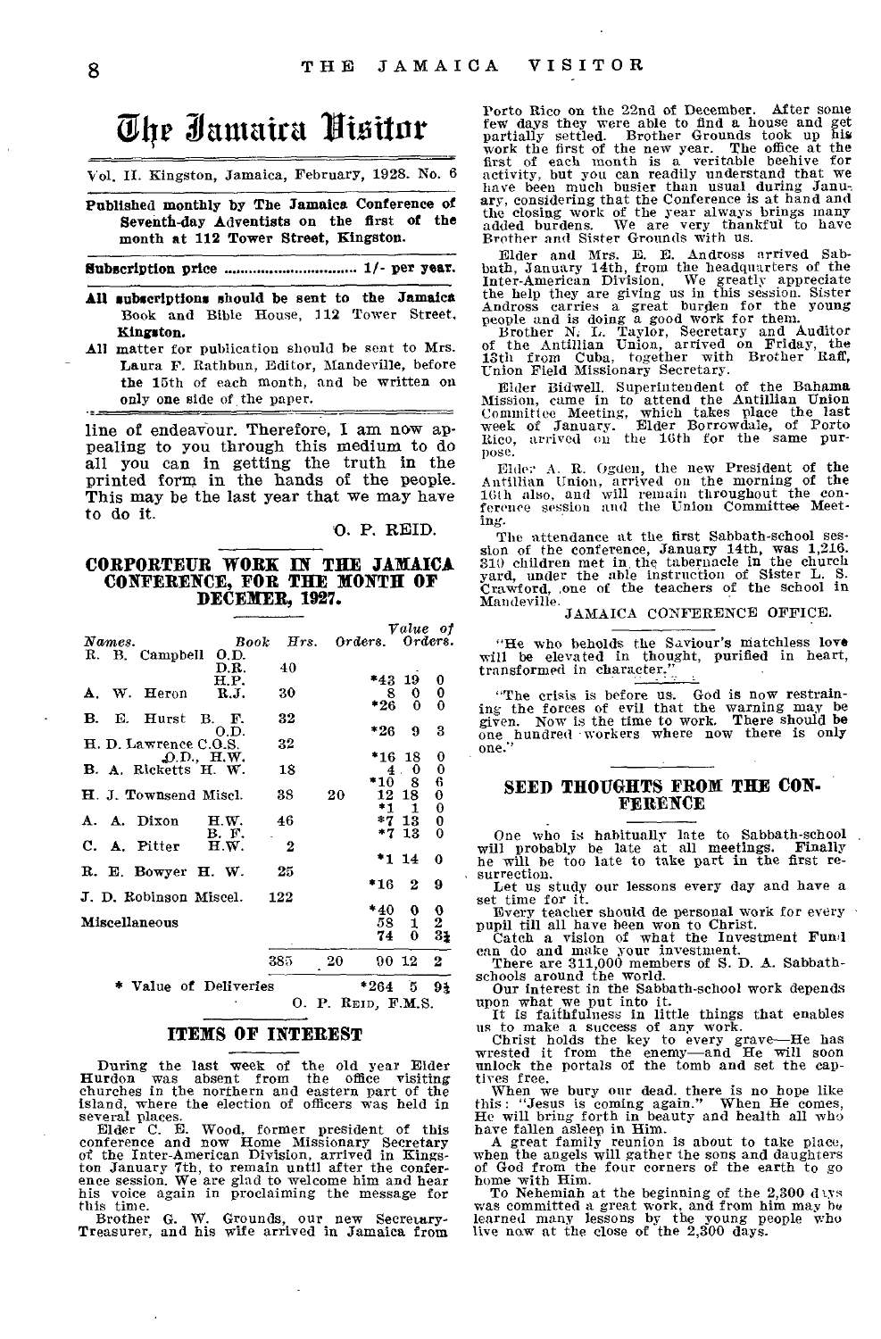# The Jamaica Visitor

Vol. II. Kingston, Jamaica, February, 1928. No. 6

**Published monthly by The Jamaica Conference of Seventh-day Adventists on the first of the month at 112 Tower Street, Kingston.**

**Subscription price** ................................ **1/- per year.**

**All subscriptions should be sent to the Jamaica** Book and Bible House, 112 Tower Street, **Kingston.**

All matter for publication should be sent to Mrs. Laura F. Rathbun, Editor, Mandeville, before the 15th of each month, and be written on only one side of the paper.

line of endeavour. Therefore, I am now appealing to you through this medium to do all you can in getting the truth in the printed form in the hands of the people. This may be the last year that we may have to do it.

O. P. REID.

## CORPORTEUR WORK IN THE JAMAICA CONFERENCE, FOR THE MONTH OF DECEMER, 1927.

| Names. | Book | Hrs. | Orders. | Value of Orders. |
|---|---|---|---|---|
| R. B. Campbell | O.D. D.R. H.P. | 40 | | *43 19 0 |
| A. W. Heron | R.J. | 30 | | 8 0 0 / *26 0 0 |
| B. E. Hurst | B. F. O.D. | 32 | | *26 9 3 |
| H. D. Lawrence | C.O.S. O.D., H.W. | 32 | | *16 18 0 |
| B. A. Ricketts | H. W. | 18 | | 4 0 0 / *10 8 6 |
| H. J. Townsend | Miscl. | 38 | 20 | 12 18 0 / *1 1 0 |
| A. A. Dixon | H.W. B. F. | 46 | | *7 13 0 / *7 13 0 |
| C. A. Pitter | H.W. | 2 | | *1 14 0 |
| R. E. Bowyer | H. W. | 25 | | *16 2 9 |
| J. D. Robinson | Miscel. | 122 | | *40 0 0 |
| Miscellaneous | | | | 58 1 2 / 74 0 3½ |
| | | 385 | 20 | 90 12 2 |

\* Value of Deliveries *264 5 9½

O. P. REID, F.M.S.

## ITEMS OF INTEREST

During the last week of the old year Elder Hurdon was absent from the office visiting churches in the northern and eastern part of the island, where the election of officers was held in several places.

Elder C. E. Wood, former president of this conference and now Home Missionary Secretary of the Inter-American Division, arrived in Kingston January 7th, to remain until after the conference session. We are glad to welcome him and hear his voice again in proclaiming the message for this time.

Brother G. W. Grounds, our new Secretary-Treasurer, and his wife arrived in Jamaica from Porto Rico on the 22nd of December. After some few days they were able to find a house and get partially settled. Brother Grounds took up his work the first of the new year. The office at the first of each month is a veritable beehive for activity, but you can readily understand that we have been much busier than usual during January, considering that the Conference is at hand and the closing work of the year always brings many added burdens. We are very thankful to have Brother and Sister Grounds with us.

Elder and Mrs. E. E. Andross arrived Sabbath, January 14th, from the headquarters of the Inter-American Division. We greatly appreciate the help they are giving us in this session. Sister Andross carries a great burden for the young people and is doing a good work for them.

Brother N. L. Taylor, Secretary and Auditor of the Antillian Union, arrived on Friday, the 13th from Cuba, together with Brother Raff, Union Field Missionary Secretary.

Elder Bidwell, Superintendent of the Bahama Mission, came in to attend the Antillian Union Committee Meeting, which takes place the last week of January. Elder Borrowdale, of Porto Rico, arrived on the 16th for the same purpose.

Elder A. R. Ogden, the new President of the Antillian Union, arrived on the morning of the 16th also, and will remain throughout the conference session and the Union Committee Meeting.

The attendance at the first Sabbath-school session of the conference, January 14th, was 1,216. 310 children met in the tabernacle in the church yard, under the able instruction of Sister L. S. Crawford, one of the teachers of the school in Mandeville.

JAMAICA CONFERENCE OFFICE.

"He who beholds the Saviour's matchless love will be elevated in thought, purified in heart, transformed in character."

"The crisis is before us. God is now restraining the forces of evil that the warning may be given. Now is the time to work. There should be one hundred workers where now there is only one."

## SEED THOUGHTS FROM THE CONFERENCE

One who is habitually late to Sabbath-school will probably be late at all meetings. Finally he will be too late to take part in the first resurrection.

Let us study our lessons every day and have a set time for it.

Every teacher should de personal work for every pupil till all have been won to Christ.

Catch a vision of what the Investment Fund can do and make your investment.

There are 311,000 members of S. D. A. Sabbath-schools around the world.

Our interest in the Sabbath-school work depends upon what we put into it.

It is faithfulness in little things that enables us to make a success of any work.

Christ holds the key to every grave—He has wrested it from the enemy—and He will soon unlock the portals of the tomb and set the captives free.

When we bury our dead, there is no hope like this: "Jesus is coming again." When He comes, He will bring forth in beauty and health all who have fallen asleep in Him.

A great family reunion is about to take place, when the angels will gather the sons and daughters of God from the four corners of the earth to go home with Him.

To Nehemiah at the beginning of the 2,300 days was committed a great work, and from him may be learned many lessons by the young people who live now at the close of the 2,300 days.